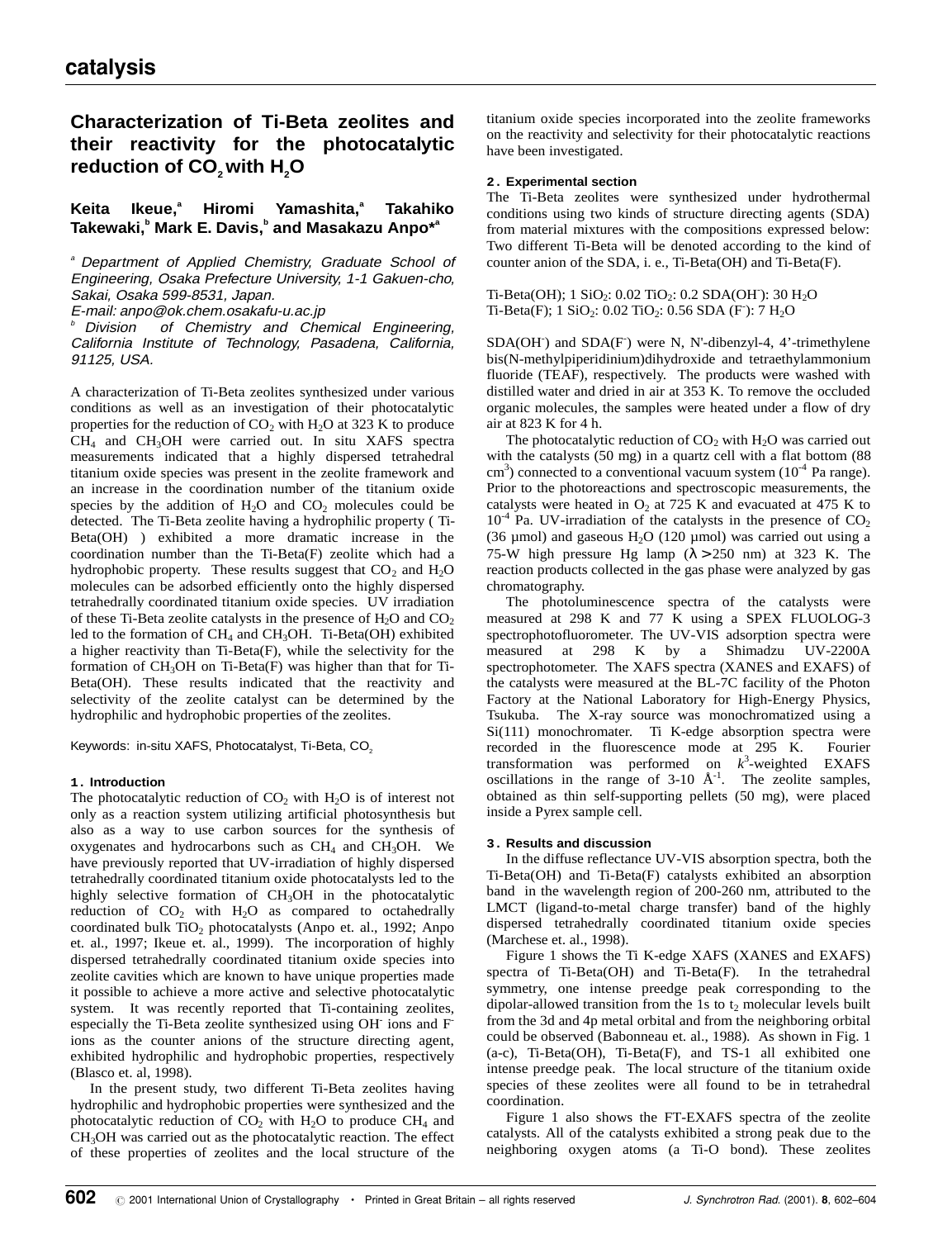catalysis

# Characterization of Ti-Beta zeolites and their reactivity for the photocatalytic reduction of $CO_2$ with $H_2O$

**Keita Ikeue,[a] Hiromi Yamashita,[a] Takahiko Takewaki,[b] Mark E. Davis,[b] and Masakazu Anpo*[a]**

[a] *Department of Applied Chemistry, Graduate School of Engineering, Osaka Prefecture University, 1-1 Gakuen-cho, Sakai, Osaka 599-8531, Japan.*
*E-mail: anpo@ok.chem.osakafu-u.ac.jp*
[b] *Division of Chemistry and Chemical Engineering, California Institute of Technology, Pasadena, California, 91125, USA.*

A characterization of Ti-Beta zeolites synthesized under various conditions as well as an investigation of their photocatalytic properties for the reduction of $CO_2$ with $H_2O$ at 323 K to produce $CH_4$ and $CH_3OH$ were carried out. In situ XAFS spectra measurements indicated that a highly dispersed tetrahedral titanium oxide species was present in the zeolite framework and an increase in the coordination number of the titanium oxide species by the addition of $H_2O$ and $CO_2$ molecules could be detected. The Ti-Beta zeolite having a hydrophilic property ( Ti-Beta(OH) ) exhibited a more dramatic increase in the coordination number than the Ti-Beta(F) zeolite which had a hydrophobic property. These results suggest that $CO_2$ and $H_2O$ molecules can be adsorbed efficiently onto the highly dispersed tetrahedrally coordinated titanium oxide species. UV irradiation of these Ti-Beta zeolite catalysts in the presence of $H_2O$ and $CO_2$ led to the formation of $CH_4$ and $CH_3OH$. Ti-Beta(OH) exhibited a higher reactivity than Ti-Beta(F), while the selectivity for the formation of $CH_3OH$ on Ti-Beta(F) was higher than that for Ti-Beta(OH). These results indicated that the reactivity and selectivity of the zeolite catalyst can be determined by the hydrophilic and hydrophobic properties of the zeolites.

Keywords: in-situ XAFS, Photocatalyst, Ti-Beta, $CO_2$

## 1. Introduction

The photocatalytic reduction of $CO_2$ with $H_2O$ is of interest not only as a reaction system utilizing artificial photosynthesis but also as a way to use carbon sources for the synthesis of oxygenates and hydrocarbons such as $CH_4$ and $CH_3OH$. We have previously reported that UV-irradiation of highly dispersed tetrahedrally coordinated titanium oxide photocatalysts led to the highly selective formation of $CH_3OH$ in the photocatalytic reduction of $CO_2$ with $H_2O$ as compared to octahedrally coordinated bulk $TiO_2$ photocatalysts (Anpo et. al., 1992; Anpo et. al., 1997; Ikeue et. al., 1999). The incorporation of highly dispersed tetrahedrally coordinated titanium oxide species into zeolite cavities which are known to have unique properties made it possible to achieve a more active and selective photocatalytic system. It was recently reported that Ti-containing zeolites, especially the Ti-Beta zeolite synthesized using $OH^-$ ions and $F^-$ ions as the counter anions of the structure directing agent, exhibited hydrophilic and hydrophobic properties, respectively (Blasco et. al, 1998).

In the present study, two different Ti-Beta zeolites having hydrophilic and hydrophobic properties were synthesized and the photocatalytic reduction of $CO_2$ with $H_2O$ to produce $CH_4$ and $CH_3OH$ was carried out as the photocatalytic reaction. The effect of these properties of zeolites and the local structure of the titanium oxide species incorporated into the zeolite frameworks on the reactivity and selectivity for their photocatalytic reactions have been investigated.

## 2. Experimental section

The Ti-Beta zeolites were synthesized under hydrothermal conditions using two kinds of structure directing agents (SDA) from material mixtures with the compositions expressed below: Two different Ti-Beta will be denoted according to the kind of counter anion of the SDA, i. e., Ti-Beta(OH) and Ti-Beta(F).

Ti-Beta(OH); 1 $SiO_2$: 0.02 $TiO_2$: 0.2 SDA($OH^-$): 30 $H_2O$
Ti-Beta(F); 1 $SiO_2$: 0.02 $TiO_2$: 0.56 SDA ($F^-$): 7 $H_2O$

SDA($OH^-$) and SDA($F^-$) were N, N'-dibenzyl-4, 4'-trimethylene bis(N-methylpiperidinium)dihydroxide and tetraethylammonium fluoride (TEAF), respectively. The products were washed with distilled water and dried in air at 353 K. To remove the occluded organic molecules, the samples were heated under a flow of dry air at 823 K for 4 h.

The photocatalytic reduction of $CO_2$ with $H_2O$ was carried out with the catalysts (50 mg) in a quartz cell with a flat bottom (88 $cm^3$) connected to a conventional vacuum system ($10^{-4}$ Pa range). Prior to the photoreactions and spectroscopic measurements, the catalysts were heated in $O_2$ at 725 K and evacuated at 475 K to $10^{-4}$ Pa. UV-irradiation of the catalysts in the presence of $CO_2$ (36 μmol) and gaseous $H_2O$ (120 μmol) was carried out using a 75-W high pressure Hg lamp ($\lambda > 250$ nm) at 323 K. The reaction products collected in the gas phase were analyzed by gas chromatography.

The photoluminescence spectra of the catalysts were measured at 298 K and 77 K using a SPEX FLUOLOG-3 spectrophotofluorometer. The UV-VIS adsorption spectra were measured at 298 K by a Shimadzu UV-2200A spectrophotometer. The XAFS spectra (XANES and EXAFS) of the catalysts were measured at the BL-7C facility of the Photon Factory at the National Laboratory for High-Energy Physics, Tsukuba. The X-ray source was monochromatized using a Si(111) monochromater. Ti K-edge absorption spectra were recorded in the fluorescence mode at 295 K. Fourier transformation was performed on $k^3$-weighted EXAFS oscillations in the range of 3-10 $\text{Å}^{-1}$. The zeolite samples, obtained as thin self-supporting pellets (50 mg), were placed inside a Pyrex sample cell.

## 3. Results and discussion

In the diffuse reflectance UV-VIS absorption spectra, both the Ti-Beta(OH) and Ti-Beta(F) catalysts exhibited an absorption band in the wavelength region of 200-260 nm, attributed to the LMCT (ligand-to-metal charge transfer) band of the highly dispersed tetrahedrally coordinated titanium oxide species (Marchese et. al., 1998).

Figure 1 shows the Ti K-edge XAFS (XANES and EXAFS) spectra of Ti-Beta(OH) and Ti-Beta(F). In the tetrahedral symmetry, one intense preedge peak corresponding to the dipolar-allowed transition from the 1s to $t_2$ molecular levels built from the 3d and 4p metal orbital and from the neighboring orbital could be observed (Babonneau et. al., 1988). As shown in Fig. 1 (a-c), Ti-Beta(OH), Ti-Beta(F), and TS-1 all exhibited one intense preedge peak. The local structure of the titanium oxide species of these zeolites were all found to be in tetrahedral coordination.

Figure 1 also shows the FT-EXAFS spectra of the zeolite catalysts. All of the catalysts exhibited a strong peak due to the neighboring oxygen atoms (a Ti-O bond). These zeolites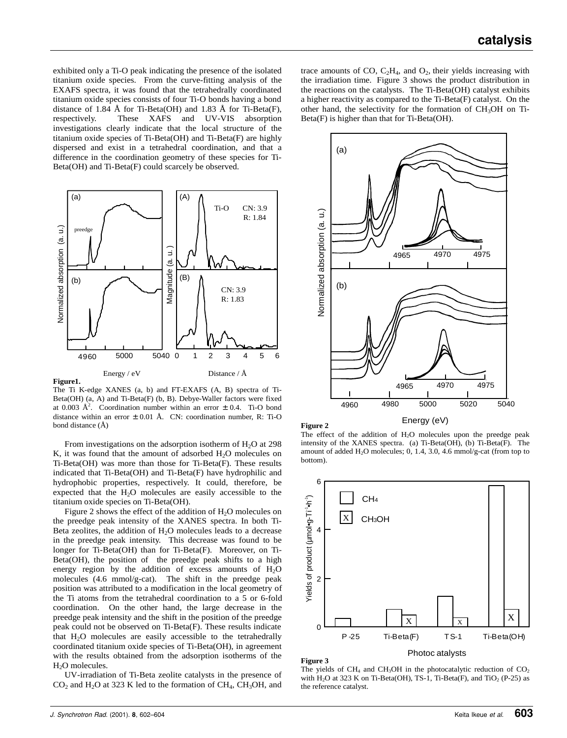exhibited only a Ti-O peak indicating the presence of the isolated titanium oxide species. From the curve-fitting analysis of the EXAFS spectra, it was found that the tetrahedrally coordinated titanium oxide species consists of four Ti-O bonds having a bond distance of 1.84 Å for Ti-Beta(OH) and 1.83 Å for Ti-Beta(F), respectively. These XAFS and UV-VIS absorption investigations clearly indicate that the local structure of the titanium oxide species of Ti-Beta(OH) and Ti-Beta(F) are highly dispersed and exist in a tetrahedral coordination, and that a difference in the coordination geometry of these species for Ti-Beta(OH) and Ti-Beta(F) could scarcely be observed.

**Figure1.**
The Ti K-edge XANES (a, b) and FT-EXAFS (A, B) spectra of Ti-Beta(OH) (a, A) and Ti-Beta(F) (b, B). Debye-Waller factors were fixed at 0.003 $Å^2$. Coordination number within an error ± 0.4. Ti-O bond distance within an error ± 0.01 Å. CN: coordination number, R: Ti-O bond distance (Å)

From investigations on the adsorption isotherm of $H_2O$ at 298 K, it was found that the amount of adsorbed $H_2O$ molecules on Ti-Beta(OH) was more than those for Ti-Beta(F). These results indicated that Ti-Beta(OH) and Ti-Beta(F) have hydrophilic and hydrophobic properties, respectively. It could, therefore, be expected that the $H_2O$ molecules are easily accessible to the titanium oxide species on Ti-Beta(OH).

Figure 2 shows the effect of the addition of $H_2O$ molecules on the preedge peak intensity of the XANES spectra. In both Ti-Beta zeolites, the addition of $H_2O$ molecules leads to a decrease in the preedge peak intensity. This decrease was found to be longer for Ti-Beta(OH) than for Ti-Beta(F). Moreover, on Ti-Beta(OH), the position of the preedge peak shifts to a high energy region by the addition of excess amounts of $H_2O$ molecules (4.6 mmol/g-cat). The shift in the preedge peak position was attributed to a modification in the local geometry of the Ti atoms from the tetrahedral coordination to a 5 or 6-fold coordination. On the other hand, the large decrease in the preedge peak intensity and the shift in the position of the preedge peak could not be observed on Ti-Beta(F). These results indicate that $H_2O$ molecules are easily accessible to the tetrahedrally coordinated titanium oxide species of Ti-Beta(OH), in agreement with the results obtained from the adsorption isotherms of the $H_2O$ molecules.

UV-irradiation of Ti-Beta zeolite catalysts in the presence of $CO_2$ and $H_2O$ at 323 K led to the formation of $CH_4$, $CH_3OH$, and trace amounts of CO, $C_2H_4$, and $O_2$, their yields increasing with the irradiation time. Figure 3 shows the product distribution in the reactions on the catalysts. The Ti-Beta(OH) catalyst exhibits a higher reactivity as compared to the Ti-Beta(F) catalyst. On the other hand, the selectivity for the formation of $CH_3OH$ on Ti-Beta(F) is higher than that for Ti-Beta(OH).

**Figure 2**
The effect of the addition of $H_2O$ molecules upon the preedge peak intensity of the XANES spectra. (a) Ti-Beta(OH), (b) Ti-Beta(F). The amount of added $H_2O$ molecules; 0, 1.4, 3.0, 4.6 mmol/g-cat (from top to bottom).

**Figure 3**
The yields of $CH_4$ and $CH_3OH$ in the photocatalytic reduction of $CO_2$ with $H_2O$ at 323 K on Ti-Beta(OH), TS-1, Ti-Beta(F), and $TiO_2$ (P-25) as the reference catalyst.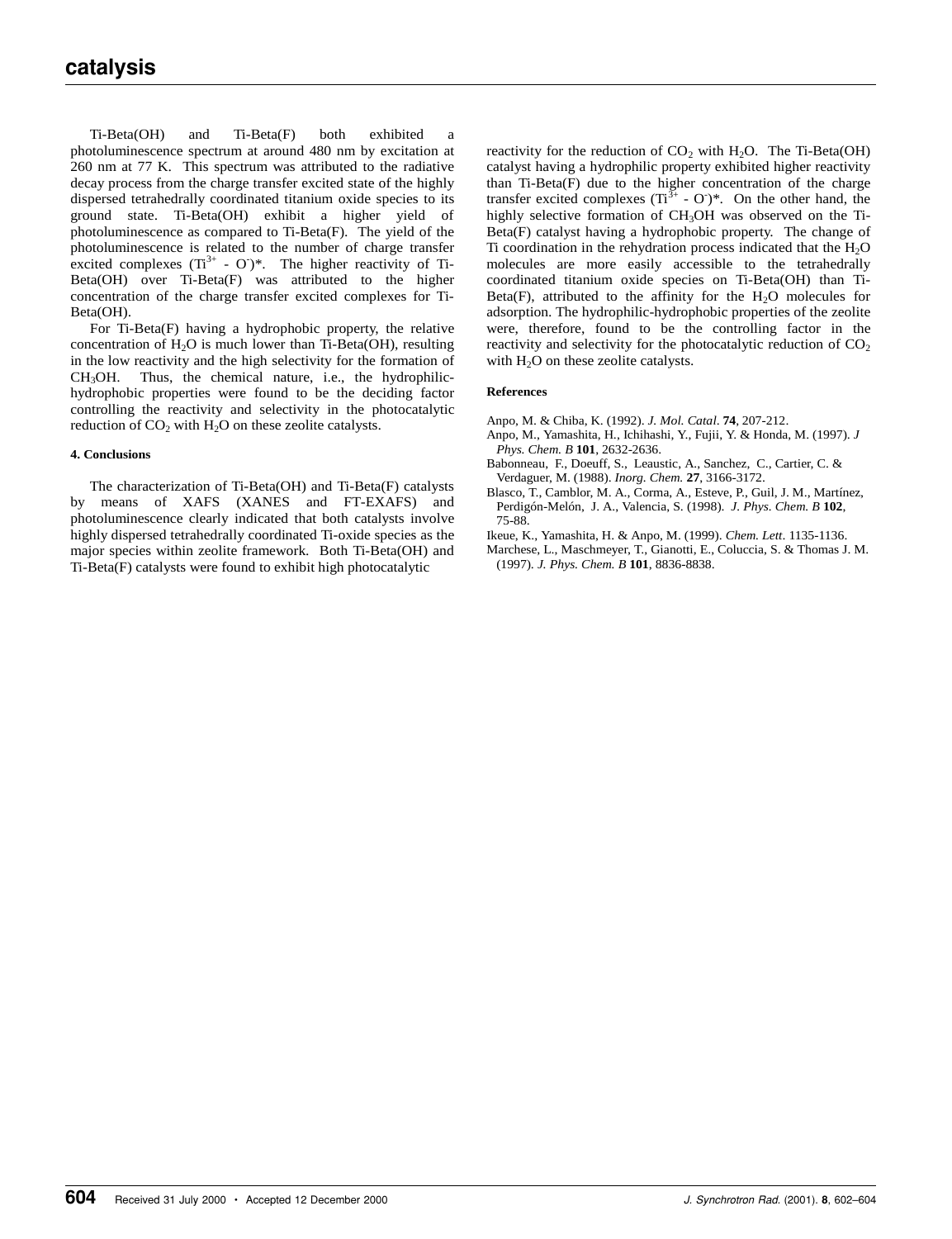Ti-Beta(OH) and Ti-Beta(F) both exhibited a photoluminescence spectrum at around 480 nm by excitation at 260 nm at 77 K. This spectrum was attributed to the radiative decay process from the charge transfer excited state of the highly dispersed tetrahedrally coordinated titanium oxide species to its ground state. Ti-Beta(OH) exhibit a higher yield of photoluminescence as compared to Ti-Beta(F). The yield of the photoluminescence is related to the number of charge transfer excited complexes $(Ti^{3+} - O^{-})^{*}$. The higher reactivity of Ti-Beta(OH) over Ti-Beta(F) was attributed to the higher concentration of the charge transfer excited complexes for Ti-Beta(OH).

For Ti-Beta(F) having a hydrophobic property, the relative concentration of $H_2O$ is much lower than Ti-Beta(OH), resulting in the low reactivity and the high selectivity for the formation of $CH_3OH$. Thus, the chemical nature, i.e., the hydrophilic-hydrophobic properties were found to be the deciding factor controlling the reactivity and selectivity in the photocatalytic reduction of $CO_2$ with $H_2O$ on these zeolite catalysts.

#### 4. Conclusions

The characterization of Ti-Beta(OH) and Ti-Beta(F) catalysts by means of XAFS (XANES and FT-EXAFS) and photoluminescence clearly indicated that both catalysts involve highly dispersed tetrahedrally coordinated Ti-oxide species as the major species within zeolite framework. Both Ti-Beta(OH) and Ti-Beta(F) catalysts were found to exhibit high photocatalytic reactivity for the reduction of $CO_2$ with $H_2O$. The Ti-Beta(OH) catalyst having a hydrophilic property exhibited higher reactivity than Ti-Beta(F) due to the higher concentration of the charge transfer excited complexes $(Ti^{3+} - O^{-})^{*}$. On the other hand, the highly selective formation of $CH_3OH$ was observed on the Ti-Beta(F) catalyst having a hydrophobic property. The change of Ti coordination in the rehydration process indicated that the $H_2O$ molecules are more easily accessible to the tetrahedrally coordinated titanium oxide species on Ti-Beta(OH) than Ti-Beta(F), attributed to the affinity for the $H_2O$ molecules for adsorption. The hydrophilic-hydrophobic properties of the zeolite were, therefore, found to be the controlling factor in the reactivity and selectivity for the photocatalytic reduction of $CO_2$ with $H_2O$ on these zeolite catalysts.

#### References

Anpo, M. & Chiba, K. (1992). *J. Mol. Catal*. **74**, 207-212.

Anpo, M., Yamashita, H., Ichihashi, Y., Fujii, Y. & Honda, M. (1997). *J Phys. Chem. B* **101**, 2632-2636.

Babonneau, F., Doeuff, S., Leaustic, A., Sanchez, C., Cartier, C. & Verdaguer, M. (1988). *Inorg. Chem.* **27**, 3166-3172.

Blasco, T., Camblor, M. A., Corma, A., Esteve, P., Guil, J. M., Martínez, Perdigón-Melón, J. A., Valencia, S. (1998). *J. Phys. Chem. B* **102**, 75-88.

Ikeue, K., Yamashita, H. & Anpo, M. (1999). *Chem. Lett*. 1135-1136.

Marchese, L., Maschmeyer, T., Gianotti, E., Coluccia, S. & Thomas J. M. (1997). *J. Phys. Chem. B* **101**, 8836-8838.

Received 31 July 2000 • Accepted 12 December 2000